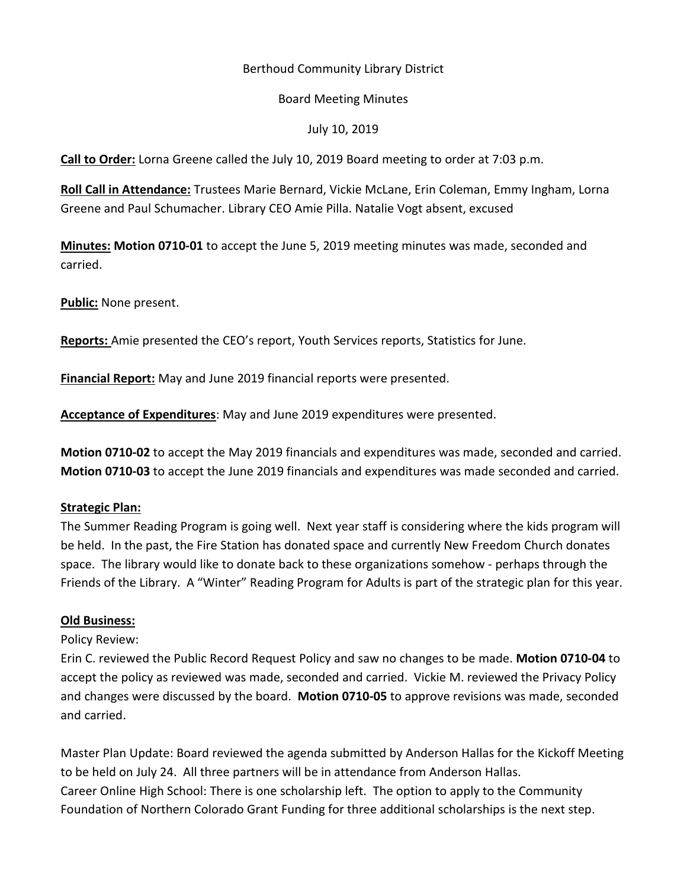Berthoud Community Library District

Board Meeting Minutes

July 10, 2019

**Call to Order:** Lorna Greene called the July 10, 2019 Board meeting to order at 7:03 p.m.

**Roll Call in Attendance:** Trustees Marie Bernard, Vickie McLane, Erin Coleman, Emmy Ingham, Lorna Greene and Paul Schumacher. Library CEO Amie Pilla. Natalie Vogt absent, excused

**Minutes:** **Motion 0710-01** to accept the June 5, 2019 meeting minutes was made, seconded and carried.

**Public:** None present.

**Reports:** Amie presented the CEO's report, Youth Services reports, Statistics for June.

**Financial Report:** May and June 2019 financial reports were presented.

**Acceptance of Expenditures**: May and June 2019 expenditures were presented.

**Motion 0710-02** to accept the May 2019 financials and expenditures was made, seconded and carried.
**Motion 0710-03** to accept the June 2019 financials and expenditures was made seconded and carried.

**Strategic Plan:**
The Summer Reading Program is going well. Next year staff is considering where the kids program will be held. In the past, the Fire Station has donated space and currently New Freedom Church donates space. The library would like to donate back to these organizations somehow - perhaps through the Friends of the Library. A "Winter" Reading Program for Adults is part of the strategic plan for this year.

**Old Business:**

Policy Review:
Erin C. reviewed the Public Record Request Policy and saw no changes to be made. **Motion 0710-04** to accept the policy as reviewed was made, seconded and carried. Vickie M. reviewed the Privacy Policy and changes were discussed by the board. **Motion 0710-05** to approve revisions was made, seconded and carried.

Master Plan Update: Board reviewed the agenda submitted by Anderson Hallas for the Kickoff Meeting to be held on July 24. All three partners will be in attendance from Anderson Hallas.
Career Online High School: There is one scholarship left. The option to apply to the Community Foundation of Northern Colorado Grant Funding for three additional scholarships is the next step.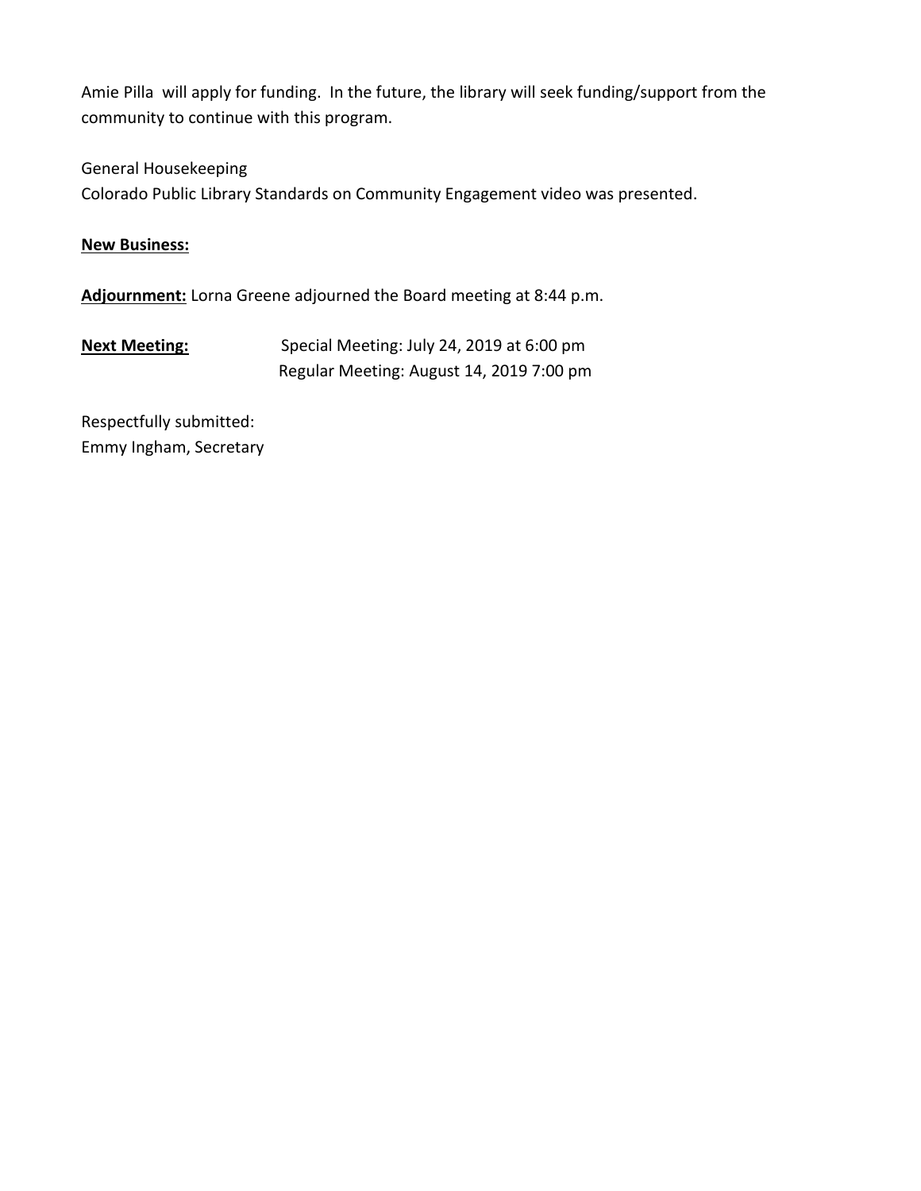Amie Pilla  will apply for funding.  In the future, the library will seek funding/support from the community to continue with this program.

General Housekeeping
Colorado Public Library Standards on Community Engagement video was presented.

**New Business:**

**Adjournment:** Lorna Greene adjourned the Board meeting at 8:44 p.m.

**Next Meeting:** Special Meeting: July 24, 2019 at 6:00 pm
Regular Meeting: August 14, 2019 7:00 pm

Respectfully submitted:
Emmy Ingham, Secretary